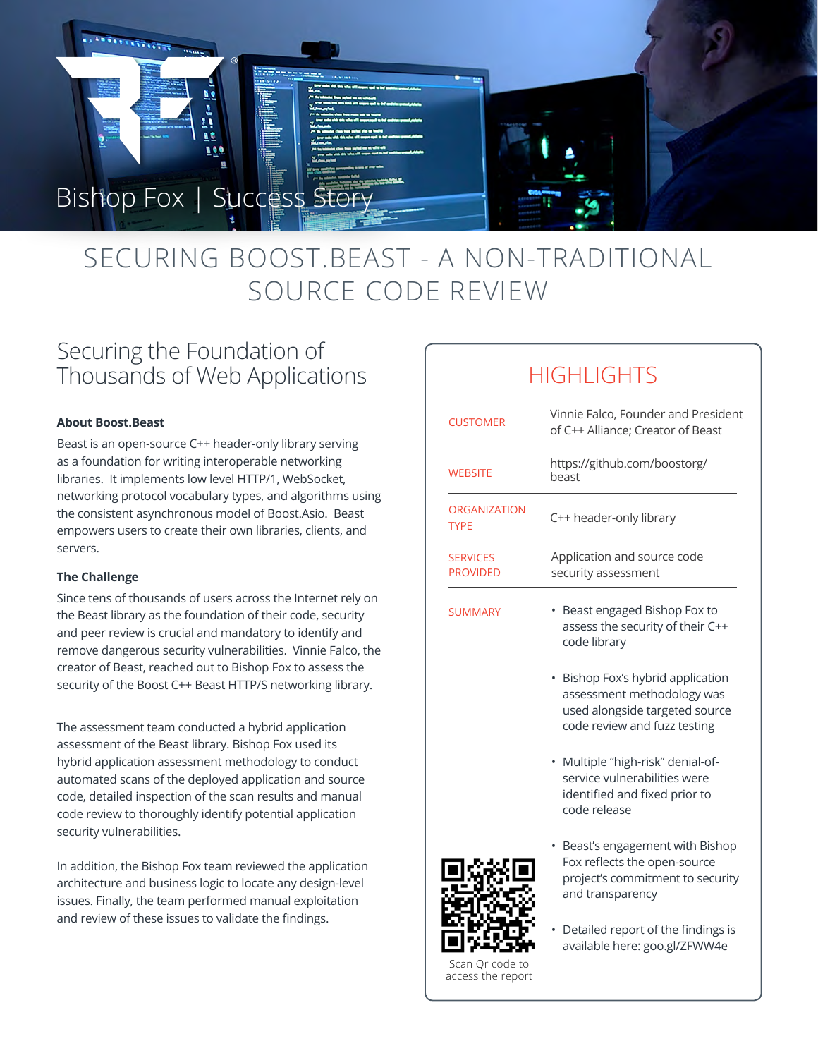Bishop Fox | Success Story

# SECURING BOOST.BEAST - A NON-TRADITIONAL SOURCE CODE REVIEW

## Securing the Foundation of Thousands of Web Applications

**About Boost.Beast**

Beast is an open-source C++ header-only library serving as a foundation for writing interoperable networking libraries. It implements low level HTTP/1, WebSocket, networking protocol vocabulary types, and algorithms using the consistent asynchronous model of Boost.Asio. Beast empowers users to create their own libraries, clients, and servers.

**The Challenge**

Since tens of thousands of users across the Internet rely on the Beast library as the foundation of their code, security and peer review is crucial and mandatory to identify and remove dangerous security vulnerabilities. Vinnie Falco, the creator of Beast, reached out to Bishop Fox to assess the security of the Boost C++ Beast HTTP/S networking library.

The assessment team conducted a hybrid application assessment of the Beast library. Bishop Fox used its hybrid application assessment methodology to conduct automated scans of the deployed application and source code, detailed inspection of the scan results and manual code review to thoroughly identify potential application security vulnerabilities.

In addition, the Bishop Fox team reviewed the application architecture and business logic to locate any design-level issues. Finally, the team performed manual exploitation and review of these issues to validate the findings.

## HIGHLIGHTS

| | |
|---|---|
| CUSTOMER | Vinnie Falco, Founder and President of C++ Alliance; Creator of Beast |
| WEBSITE | https://github.com/boostorg/beast |
| ORGANIZATION TYPE | C++ header-only library |
| SERVICES PROVIDED | Application and source code security assessment |

SUMMARY

- Beast engaged Bishop Fox to assess the security of their C++ code library
- Bishop Fox's hybrid application assessment methodology was used alongside targeted source code review and fuzz testing
- Multiple "high-risk" denial-of-service vulnerabilities were identified and fixed prior to code release
- Beast's engagement with Bishop Fox reflects the open-source project's commitment to security and transparency
- Detailed report of the findings is available here: goo.gl/ZFWW4e

Scan Qr code to access the report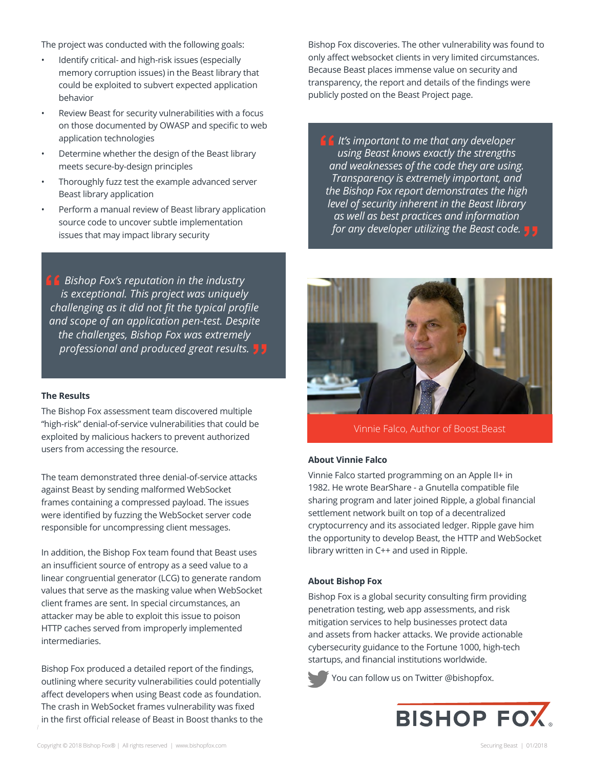The project was conducted with the following goals:

- Identify critical- and high-risk issues (especially memory corruption issues) in the Beast library that could be exploited to subvert expected application behavior
- Review Beast for security vulnerabilities with a focus on those documented by OWASP and specific to web application technologies
- Determine whether the design of the Beast library meets secure-by-design principles
- Thoroughly fuzz test the example advanced server Beast library application
- Perform a manual review of Beast library application source code to uncover subtle implementation issues that may impact library security

> *"Bishop Fox's reputation in the industry is exceptional. This project was uniquely challenging as it did not fit the typical profile and scope of an application pen-test. Despite the challenges, Bishop Fox was extremely professional and produced great results."*

### The Results

The Bishop Fox assessment team discovered multiple "high-risk" denial-of-service vulnerabilities that could be exploited by malicious hackers to prevent authorized users from accessing the resource.

The team demonstrated three denial-of-service attacks against Beast by sending malformed WebSocket frames containing a compressed payload. The issues were identified by fuzzing the WebSocket server code responsible for uncompressing client messages.

In addition, the Bishop Fox team found that Beast uses an insufficient source of entropy as a seed value to a linear congruential generator (LCG) to generate random values that serve as the masking value when WebSocket client frames are sent. In special circumstances, an attacker may be able to exploit this issue to poison HTTP caches served from improperly implemented intermediaries.

Bishop Fox produced a detailed report of the findings, outlining where security vulnerabilities could potentially affect developers when using Beast code as foundation. The crash in WebSocket frames vulnerability was fixed in the first official release of Beast in Boost thanks to the Bishop Fox discoveries. The other vulnerability was found to only affect websocket clients in very limited circumstances. Because Beast places immense value on security and transparency, the report and details of the findings were publicly posted on the Beast Project page.

> *"It's important to me that any developer using Beast knows exactly the strengths and weaknesses of the code they are using. Transparency is extremely important, and the Bishop Fox report demonstrates the high level of security inherent in the Beast library as well as best practices and information for any developer utilizing the Beast code."*

Vinnie Falco, Author of Boost.Beast

### About Vinnie Falco

Vinnie Falco started programming on an Apple II+ in 1982. He wrote BearShare - a Gnutella compatible file sharing program and later joined Ripple, a global financial settlement network built on top of a decentralized cryptocurrency and its associated ledger. Ripple gave him the opportunity to develop Beast, the HTTP and WebSocket library written in C++ and used in Ripple.

### About Bishop Fox

Bishop Fox is a global security consulting firm providing penetration testing, web app assessments, and risk mitigation services to help businesses protect data and assets from hacker attacks. We provide actionable cybersecurity guidance to the Fortune 1000, high-tech startups, and financial institutions worldwide.

You can follow us on Twitter @bishopfox.

BISHOP FOX